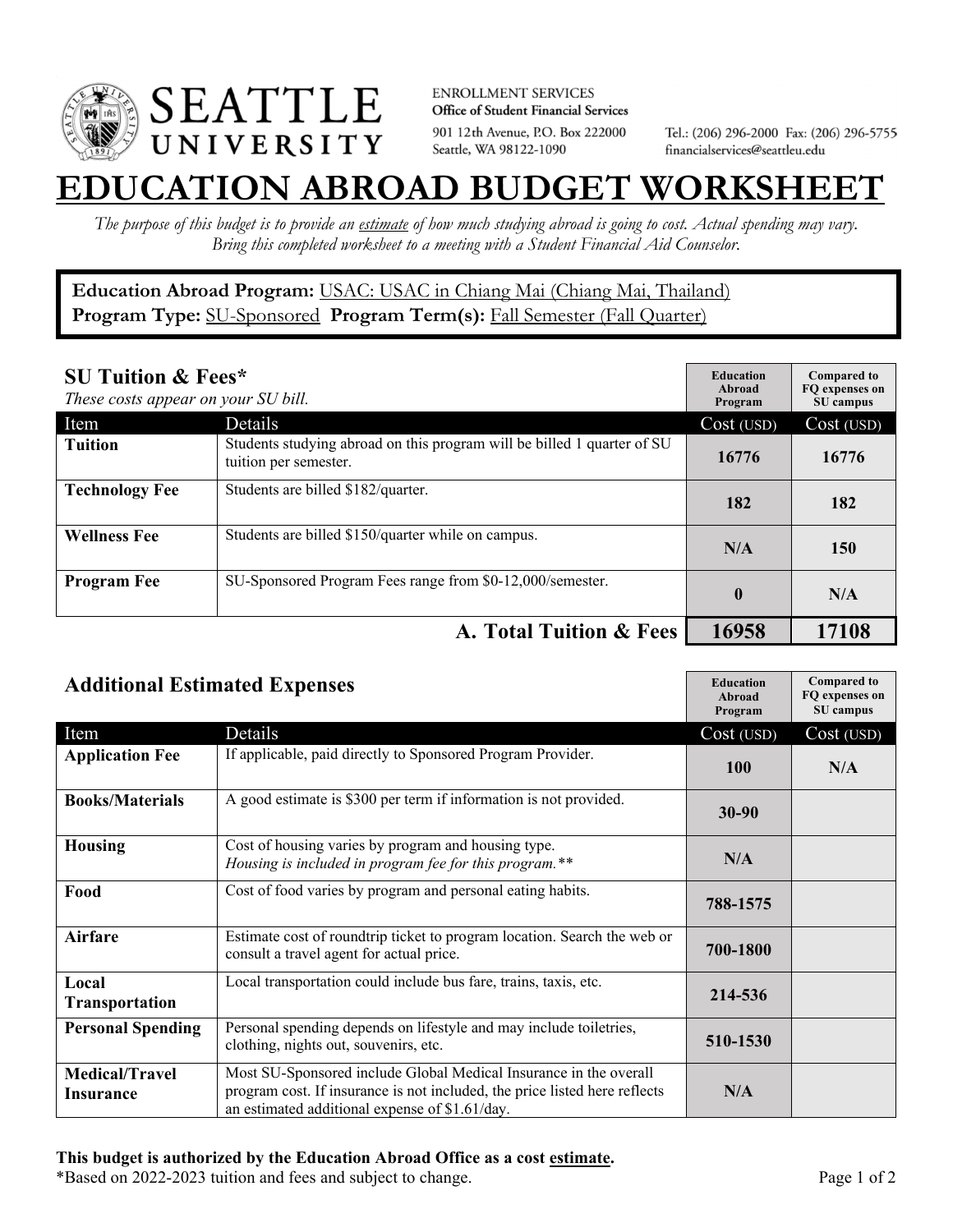**SEATTLE UNIVERSITY**

ENROLLMENT SERVICES
**Office of Student Financial Services**
901 12th Avenue, P.O. Box 222000
Seattle, WA 98122-1090

Tel.: (206) 296-2000 Fax: (206) 296-5755
financialservices@seattleu.edu

# EDUCATION ABROAD BUDGET WORKSHEET

*The purpose of this budget is to provide an estimate of how much studying abroad is going to cost. Actual spending may vary. Bring this completed worksheet to a meeting with a Student Financial Aid Counselor.*

**Education Abroad Program:** USAC: USAC in Chiang Mai (Chiang Mai, Thailand)
**Program Type:** SU-Sponsored **Program Term(s):** Fall Semester (Fall Quarter)

## SU Tuition & Fees*

*These costs appear on your SU bill.*

| Item | Details | Education Abroad Program Cost (USD) | Compared to FQ expenses on SU campus Cost (USD) |
|---|---|---|---|
| **Tuition** | Students studying abroad on this program will be billed 1 quarter of SU tuition per semester. | 16776 | 16776 |
| **Technology Fee** | Students are billed $182/quarter. | 182 | 182 |
| **Wellness Fee** | Students are billed $150/quarter while on campus. | N/A | 150 |
| **Program Fee** | SU-Sponsored Program Fees range from $0-12,000/semester. | 0 | N/A |
| | **A. Total Tuition & Fees** | **16958** | **17108** |

## Additional Estimated Expenses

| Item | Details | Education Abroad Program Cost (USD) | Compared to FQ expenses on SU campus Cost (USD) |
|---|---|---|---|
| **Application Fee** | If applicable, paid directly to Sponsored Program Provider. | 100 | N/A |
| **Books/Materials** | A good estimate is $300 per term if information is not provided. | 30-90 | |
| **Housing** | Cost of housing varies by program and housing type. *Housing is included in program fee for this program.*** | N/A | |
| **Food** | Cost of food varies by program and personal eating habits. | 788-1575 | |
| **Airfare** | Estimate cost of roundtrip ticket to program location. Search the web or consult a travel agent for actual price. | 700-1800 | |
| **Local Transportation** | Local transportation could include bus fare, trains, taxis, etc. | 214-536 | |
| **Personal Spending** | Personal spending depends on lifestyle and may include toiletries, clothing, nights out, souvenirs, etc. | 510-1530 | |
| **Medical/Travel Insurance** | Most SU-Sponsored include Global Medical Insurance in the overall program cost. If insurance is not included, the price listed here reflects an estimated additional expense of $1.61/day. | N/A | |

**This budget is authorized by the Education Abroad Office as a cost estimate.**
*Based on 2022-2023 tuition and fees and subject to change.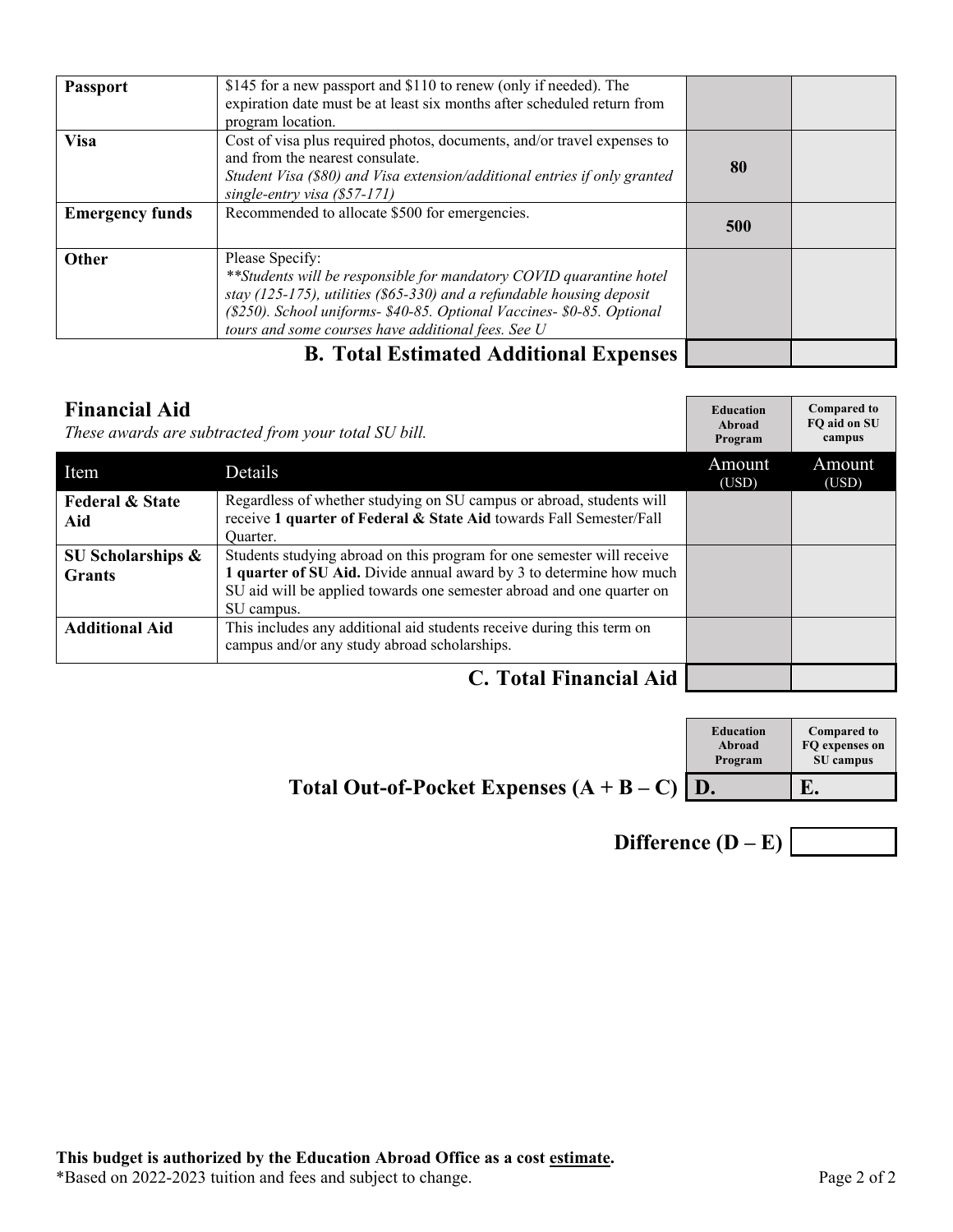| | | | |
|---|---|---|---|
| **Passport** | $145 for a new passport and $110 to renew (only if needed). The expiration date must be at least six months after scheduled return from program location. | | |
| **Visa** | Cost of visa plus required photos, documents, and/or travel expenses to and from the nearest consulate. *Student Visa ($80) and Visa extension/additional entries if only granted single-entry visa ($57-171)* | **80** | |
| **Emergency funds** | Recommended to allocate $500 for emergencies. | **500** | |
| **Other** | Please Specify: *\*\*Students will be responsible for mandatory COVID quarantine hotel stay (125-175), utilities ($65-330) and a refundable housing deposit ($250). School uniforms- $40-85. Optional Vaccines- $0-85. Optional tours and some courses have additional fees. See U* | | |
| | **B. Total Estimated Additional Expenses** | | |

## Financial Aid

*These awards are subtracted from your total SU bill.*

| | | **Education Abroad Program** | **Compared to FQ aid on SU campus** |
|---|---|---|---|
| Item | Details | Amount (USD) | Amount (USD) |
| **Federal & State Aid** | Regardless of whether studying on SU campus or abroad, students will receive **1 quarter of Federal & State Aid** towards Fall Semester/Fall Quarter. | | |
| **SU Scholarships & Grants** | Students studying abroad on this program for one semester will receive **1 quarter of SU Aid.** Divide annual award by 3 to determine how much SU aid will be applied towards one semester abroad and one quarter on SU campus. | | |
| **Additional Aid** | This includes any additional aid students receive during this term on campus and/or any study abroad scholarships. | | |
| | **C. Total Financial Aid** | | |

| | **Education Abroad Program** | **Compared to FQ expenses on SU campus** |
|---|---|---|
| **Total Out-of-Pocket Expenses (A + B – C)** | **D.** | **E.** |

| | |
|---|---|
| **Difference (D – E)** | |

**This budget is authorized by the Education Abroad Office as a cost estimate.**
*Based on 2022-2023 tuition and fees and subject to change.